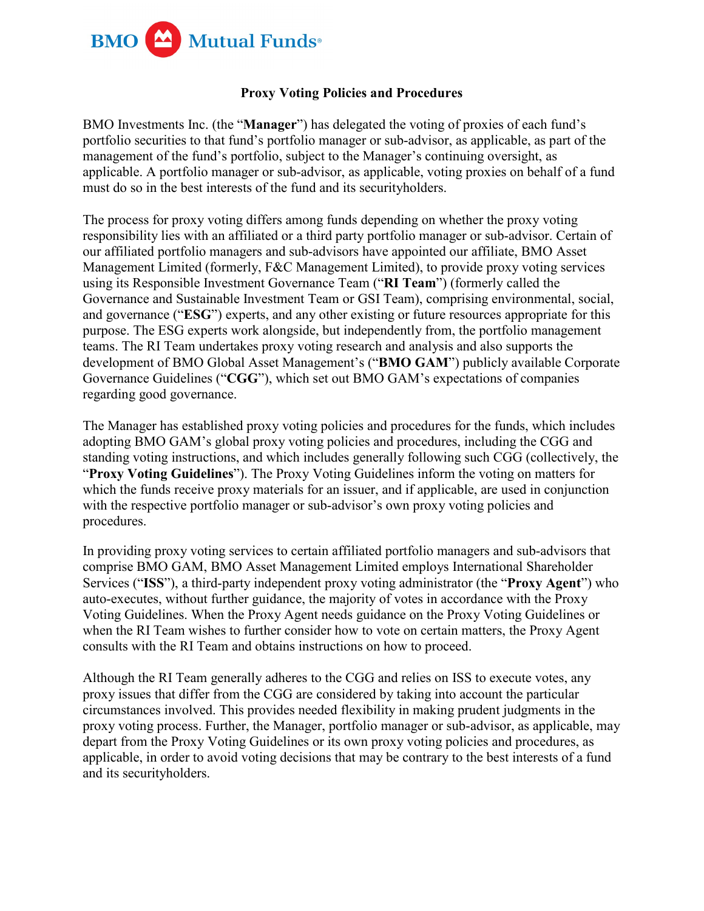# Proxy Voting Policies and Procedures

BMO Investments Inc. (the "**Manager**") has delegated the voting of proxies of each fund's portfolio securities to that fund's portfolio manager or sub-advisor, as applicable, as part of the management of the fund's portfolio, subject to the Manager's continuing oversight, as applicable. A portfolio manager or sub-advisor, as applicable, voting proxies on behalf of a fund must do so in the best interests of the fund and its securityholders.

The process for proxy voting differs among funds depending on whether the proxy voting responsibility lies with an affiliated or a third party portfolio manager or sub-advisor. Certain of our affiliated portfolio managers and sub-advisors have appointed our affiliate, BMO Asset Management Limited (formerly, F&C Management Limited), to provide proxy voting services using its Responsible Investment Governance Team ("**RI Team**") (formerly called the Governance and Sustainable Investment Team or GSI Team), comprising environmental, social, and governance ("**ESG**") experts, and any other existing or future resources appropriate for this purpose. The ESG experts work alongside, but independently from, the portfolio management teams. The RI Team undertakes proxy voting research and analysis and also supports the development of BMO Global Asset Management's ("**BMO GAM**") publicly available Corporate Governance Guidelines ("**CGG**"), which set out BMO GAM's expectations of companies regarding good governance.

The Manager has established proxy voting policies and procedures for the funds, which includes adopting BMO GAM's global proxy voting policies and procedures, including the CGG and standing voting instructions, and which includes generally following such CGG (collectively, the "**Proxy Voting Guidelines**"). The Proxy Voting Guidelines inform the voting on matters for which the funds receive proxy materials for an issuer, and if applicable, are used in conjunction with the respective portfolio manager or sub-advisor's own proxy voting policies and procedures.

In providing proxy voting services to certain affiliated portfolio managers and sub-advisors that comprise BMO GAM, BMO Asset Management Limited employs International Shareholder Services ("**ISS**"), a third-party independent proxy voting administrator (the "**Proxy Agent**") who auto-executes, without further guidance, the majority of votes in accordance with the Proxy Voting Guidelines. When the Proxy Agent needs guidance on the Proxy Voting Guidelines or when the RI Team wishes to further consider how to vote on certain matters, the Proxy Agent consults with the RI Team and obtains instructions on how to proceed.

Although the RI Team generally adheres to the CGG and relies on ISS to execute votes, any proxy issues that differ from the CGG are considered by taking into account the particular circumstances involved. This provides needed flexibility in making prudent judgments in the proxy voting process. Further, the Manager, portfolio manager or sub-advisor, as applicable, may depart from the Proxy Voting Guidelines or its own proxy voting policies and procedures, as applicable, in order to avoid voting decisions that may be contrary to the best interests of a fund and its securityholders.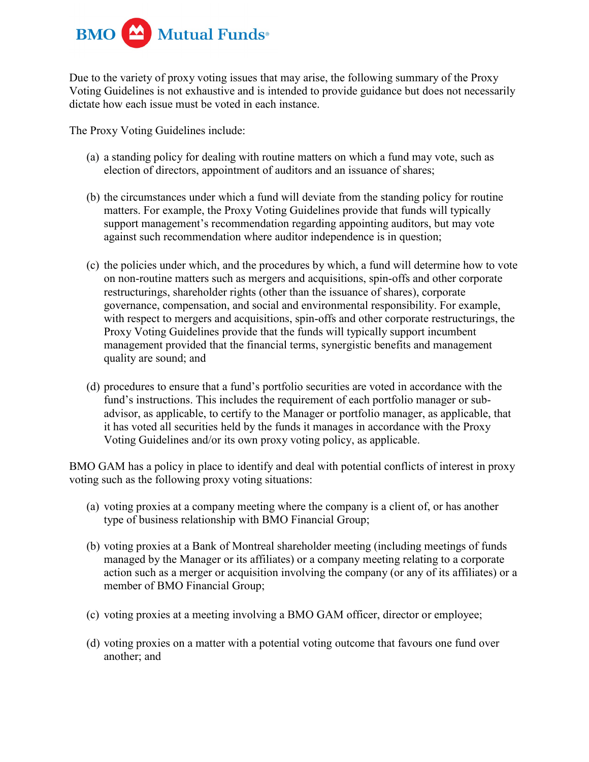Due to the variety of proxy voting issues that may arise, the following summary of the Proxy Voting Guidelines is not exhaustive and is intended to provide guidance but does not necessarily dictate how each issue must be voted in each instance.

The Proxy Voting Guidelines include:

(a) a standing policy for dealing with routine matters on which a fund may vote, such as election of directors, appointment of auditors and an issuance of shares;

(b) the circumstances under which a fund will deviate from the standing policy for routine matters. For example, the Proxy Voting Guidelines provide that funds will typically support management's recommendation regarding appointing auditors, but may vote against such recommendation where auditor independence is in question;

(c) the policies under which, and the procedures by which, a fund will determine how to vote on non-routine matters such as mergers and acquisitions, spin-offs and other corporate restructurings, shareholder rights (other than the issuance of shares), corporate governance, compensation, and social and environmental responsibility. For example, with respect to mergers and acquisitions, spin-offs and other corporate restructurings, the Proxy Voting Guidelines provide that the funds will typically support incumbent management provided that the financial terms, synergistic benefits and management quality are sound; and

(d) procedures to ensure that a fund's portfolio securities are voted in accordance with the fund's instructions. This includes the requirement of each portfolio manager or sub-advisor, as applicable, to certify to the Manager or portfolio manager, as applicable, that it has voted all securities held by the funds it manages in accordance with the Proxy Voting Guidelines and/or its own proxy voting policy, as applicable.

BMO GAM has a policy in place to identify and deal with potential conflicts of interest in proxy voting such as the following proxy voting situations:

(a) voting proxies at a company meeting where the company is a client of, or has another type of business relationship with BMO Financial Group;

(b) voting proxies at a Bank of Montreal shareholder meeting (including meetings of funds managed by the Manager or its affiliates) or a company meeting relating to a corporate action such as a merger or acquisition involving the company (or any of its affiliates) or a member of BMO Financial Group;

(c) voting proxies at a meeting involving a BMO GAM officer, director or employee;

(d) voting proxies on a matter with a potential voting outcome that favours one fund over another; and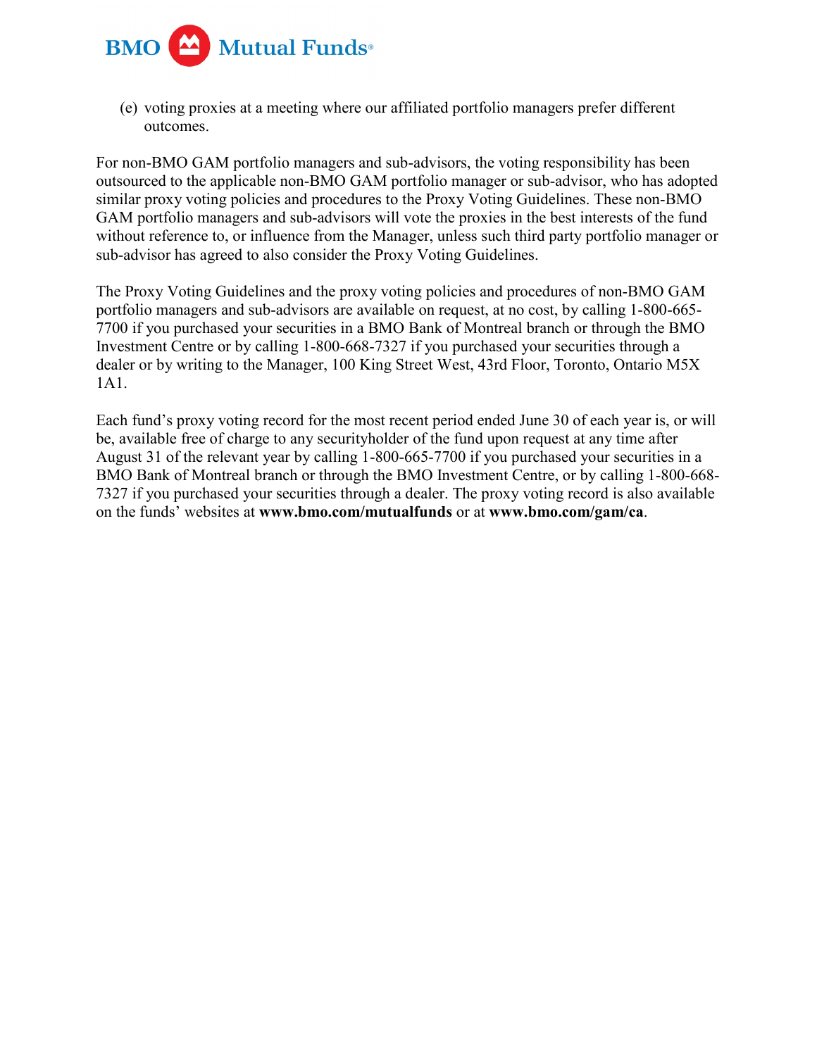(e) voting proxies at a meeting where our affiliated portfolio managers prefer different outcomes.

For non-BMO GAM portfolio managers and sub-advisors, the voting responsibility has been outsourced to the applicable non-BMO GAM portfolio manager or sub-advisor, who has adopted similar proxy voting policies and procedures to the Proxy Voting Guidelines. These non-BMO GAM portfolio managers and sub-advisors will vote the proxies in the best interests of the fund without reference to, or influence from the Manager, unless such third party portfolio manager or sub-advisor has agreed to also consider the Proxy Voting Guidelines.

The Proxy Voting Guidelines and the proxy voting policies and procedures of non-BMO GAM portfolio managers and sub-advisors are available on request, at no cost, by calling 1-800-665-7700 if you purchased your securities in a BMO Bank of Montreal branch or through the BMO Investment Centre or by calling 1-800-668-7327 if you purchased your securities through a dealer or by writing to the Manager, 100 King Street West, 43rd Floor, Toronto, Ontario M5X 1A1.

Each fund's proxy voting record for the most recent period ended June 30 of each year is, or will be, available free of charge to any securityholder of the fund upon request at any time after August 31 of the relevant year by calling 1-800-665-7700 if you purchased your securities in a BMO Bank of Montreal branch or through the BMO Investment Centre, or by calling 1-800-668-7327 if you purchased your securities through a dealer. The proxy voting record is also available on the funds' websites at **www.bmo.com/mutualfunds** or at **www.bmo.com/gam/ca**.